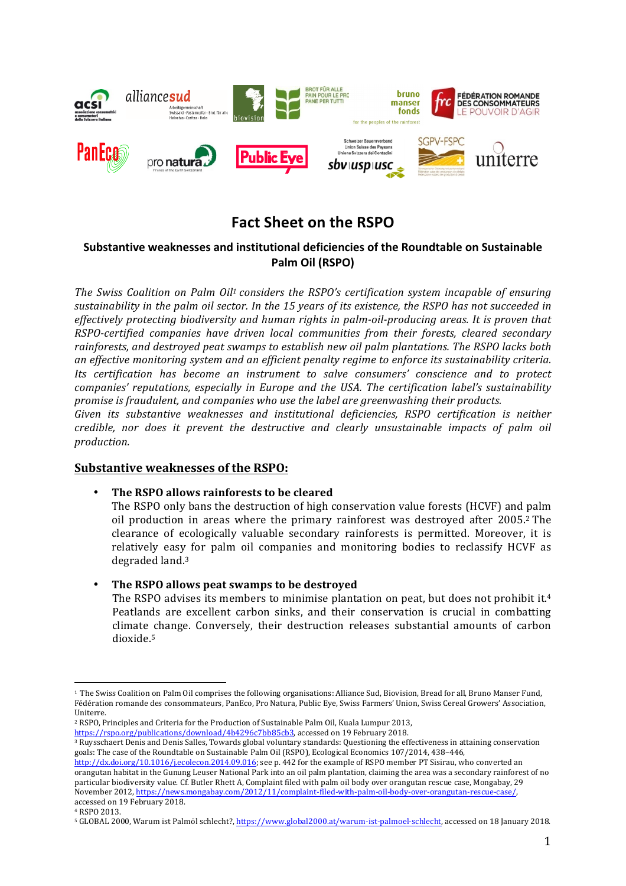# Fact Sheet on the RSPO

## Substantive weaknesses and institutional deficiencies of the Roundtable on Sustainable Palm Oil (RSPO)

*The Swiss Coalition on Palm Oil[1] considers the RSPO's certification system incapable of ensuring sustainability in the palm oil sector. In the 15 years of its existence, the RSPO has not succeeded in effectively protecting biodiversity and human rights in palm-oil-producing areas. It is proven that RSPO-certified companies have driven local communities from their forests, cleared secondary rainforests, and destroyed peat swamps to establish new oil palm plantations. The RSPO lacks both an effective monitoring system and an efficient penalty regime to enforce its sustainability criteria. Its certification has become an instrument to salve consumers' conscience and to protect companies' reputations, especially in Europe and the USA. The certification label's sustainability promise is fraudulent, and companies who use the label are greenwashing their products.*
*Given its substantive weaknesses and institutional deficiencies, RSPO certification is neither credible, nor does it prevent the destructive and clearly unsustainable impacts of palm oil production.*

### Substantive weaknesses of the RSPO:

- **The RSPO allows rainforests to be cleared**
  The RSPO only bans the destruction of high conservation value forests (HCVF) and palm oil production in areas where the primary rainforest was destroyed after 2005.[2] The clearance of ecologically valuable secondary rainforests is permitted. Moreover, it is relatively easy for palm oil companies and monitoring bodies to reclassify HCVF as degraded land.[3]

- **The RSPO allows peat swamps to be destroyed**
  The RSPO advises its members to minimise plantation on peat, but does not prohibit it.[4] Peatlands are excellent carbon sinks, and their conservation is crucial in combatting climate change. Conversely, their destruction releases substantial amounts of carbon dioxide.[5]

---

[1] The Swiss Coalition on Palm Oil comprises the following organisations: Alliance Sud, Biovision, Bread for all, Bruno Manser Fund, Fédération romande des consommateurs, PanEco, Pro Natura, Public Eye, Swiss Farmers' Union, Swiss Cereal Growers' Association, Uniterre.

[2] RSPO, Principles and Criteria for the Production of Sustainable Palm Oil, Kuala Lumpur 2013, https://rspo.org/publications/download/4b4296c7bb85cb3, accessed on 19 February 2018.

[3] Ruysschaert Denis and Denis Salles, Towards global voluntary standards: Questioning the effectiveness in attaining conservation goals: The case of the Roundtable on Sustainable Palm Oil (RSPO), Ecological Economics 107/2014, 438–446, http://dx.doi.org/10.1016/j.ecolecon.2014.09.016; see p. 442 for the example of RSPO member PT Sisirau, who converted an orangutan habitat in the Gunung Leuser National Park into an oil palm plantation, claiming the area was a secondary rainforest of no particular biodiversity value. Cf. Butler Rhett A, Complaint filed with palm oil body over orangutan rescue case, Mongabay, 29 November 2012, https://news.mongabay.com/2012/11/complaint-filed-with-palm-oil-body-over-orangutan-rescue-case/, accessed on 19 February 2018.

[4] RSPO 2013.

[5] GLOBAL 2000, Warum ist Palmöl schlecht?, https://www.global2000.at/warum-ist-palmoel-schlecht, accessed on 18 January 2018.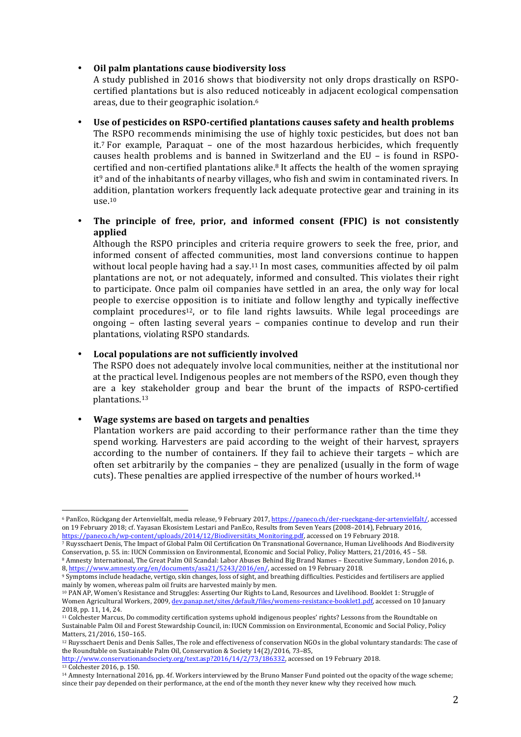- **Oil palm plantations cause biodiversity loss**
  A study published in 2016 shows that biodiversity not only drops drastically on RSPO-certified plantations but is also reduced noticeably in adjacent ecological compensation areas, due to their geographic isolation.[6]

- **Use of pesticides on RSPO-certified plantations causes safety and health problems**
  The RSPO recommends minimising the use of highly toxic pesticides, but does not ban it.[7] For example, Paraquat – one of the most hazardous herbicides, which frequently causes health problems and is banned in Switzerland and the EU – is found in RSPO-certified and non-certified plantations alike.[8] It affects the health of the women spraying it[9] and of the inhabitants of nearby villages, who fish and swim in contaminated rivers. In addition, plantation workers frequently lack adequate protective gear and training in its use.[10]

- **The principle of free, prior, and informed consent (FPIC) is not consistently applied**
  Although the RSPO principles and criteria require growers to seek the free, prior, and informed consent of affected communities, most land conversions continue to happen without local people having had a say.[11] In most cases, communities affected by oil palm plantations are not, or not adequately, informed and consulted. This violates their right to participate. Once palm oil companies have settled in an area, the only way for local people to exercise opposition is to initiate and follow lengthy and typically ineffective complaint procedures[12], or to file land rights lawsuits. While legal proceedings are ongoing – often lasting several years – companies continue to develop and run their plantations, violating RSPO standards.

- **Local populations are not sufficiently involved**
  The RSPO does not adequately involve local communities, neither at the institutional nor at the practical level. Indigenous peoples are not members of the RSPO, even though they are a key stakeholder group and bear the brunt of the impacts of RSPO-certified plantations.[13]

- **Wage systems are based on targets and penalties**
  Plantation workers are paid according to their performance rather than the time they spend working. Harvesters are paid according to the weight of their harvest, sprayers according to the number of containers. If they fail to achieve their targets – which are often set arbitrarily by the companies – they are penalized (usually in the form of wage cuts). These penalties are applied irrespective of the number of hours worked.[14]

---

[6] PanEco, Rückgang der Artenvielfalt, media release, 9 February 2017, https://paneco.ch/der-rueckgang-der-artenvielfalt/, accessed on 19 February 2018; cf. Yayasan Ekosistem Lestari and PanEco, Results from Seven Years (2008–2014), February 2016, https://paneco.ch/wp-content/uploads/2014/12/Biodiversitäts_Monitoring.pdf, accessed on 19 February 2018.

[7] Ruysschaert Denis, The Impact of Global Palm Oil Certification On Transnational Governance, Human Livelihoods And Biodiversity Conservation, p. 55. in: IUCN Commission on Environmental, Economic and Social Policy, Policy Matters, 21/2016, 45 – 58.

[8] Amnesty International, The Great Palm Oil Scandal: Labor Abuses Behind Big Brand Names – Executive Summary, London 2016, p. 8, https://www.amnesty.org/en/documents/asa21/5243/2016/en/, accessed on 19 February 2018.

[9] Symptoms include headache, vertigo, skin changes, loss of sight, and breathing difficulties. Pesticides and fertilisers are applied mainly by women, whereas palm oil fruits are harvested mainly by men.

[10] PAN AP, Women's Resistance and Struggles: Asserting Our Rights to Land, Resources and Livelihood. Booklet 1: Struggle of Women Agricultural Workers, 2009, dev.panap.net/sites/default/files/womens-resistance-booklet1.pdf, accessed on 10 January 2018, pp. 11, 14, 24.

[11] Colchester Marcus, Do commodity certification systems uphold indigenous peoples' rights? Lessons from the Roundtable on Sustainable Palm Oil and Forest Stewardship Council, in: IUCN Commission on Environmental, Economic and Social Policy, Policy Matters, 21/2016, 150–165.

[12] Ruysschaert Denis and Denis Salles, The role and effectiveness of conservation NGOs in the global voluntary standards: The case of the Roundtable on Sustainable Palm Oil, Conservation & Society 14(2)/2016, 73–85, http://www.conservationandsociety.org/text.asp?2016/14/2/73/186332, accessed on 19 February 2018.

[13] Colchester 2016, p. 150.

[14] Amnesty International 2016, pp. 4f. Workers interviewed by the Bruno Manser Fund pointed out the opacity of the wage scheme; since their pay depended on their performance, at the end of the month they never knew why they received how much.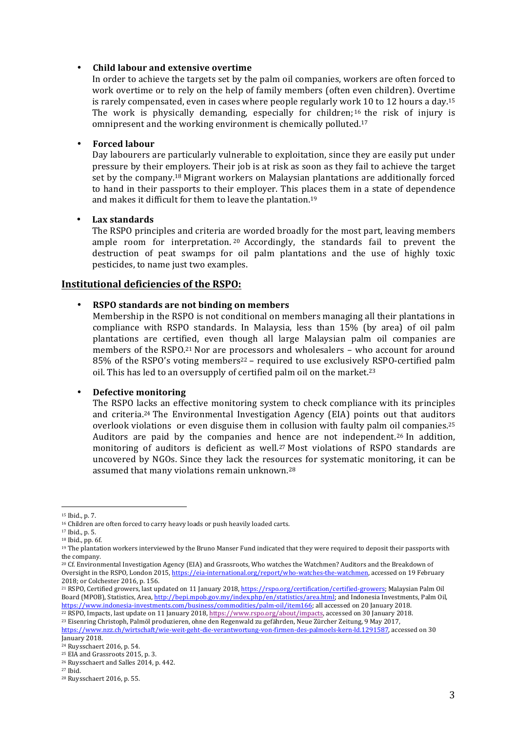- **Child labour and extensive overtime**
  In order to achieve the targets set by the palm oil companies, workers are often forced to work overtime or to rely on the help of family members (often even children). Overtime is rarely compensated, even in cases where people regularly work 10 to 12 hours a day.[15] The work is physically demanding, especially for children;[16] the risk of injury is omnipresent and the working environment is chemically polluted.[17]

- **Forced labour**
  Day labourers are particularly vulnerable to exploitation, since they are easily put under pressure by their employers. Their job is at risk as soon as they fail to achieve the target set by the company.[18] Migrant workers on Malaysian plantations are additionally forced to hand in their passports to their employer. This places them in a state of dependence and makes it difficult for them to leave the plantation.[19]

- **Lax standards**
  The RSPO principles and criteria are worded broadly for the most part, leaving members ample room for interpretation.[20] Accordingly, the standards fail to prevent the destruction of peat swamps for oil palm plantations and the use of highly toxic pesticides, to name just two examples.

## Institutional deficiencies of the RSPO:

- **RSPO standards are not binding on members**
  Membership in the RSPO is not conditional on members managing all their plantations in compliance with RSPO standards. In Malaysia, less than 15% (by area) of oil palm plantations are certified, even though all large Malaysian palm oil companies are members of the RSPO.[21] Nor are processors and wholesalers – who account for around 85% of the RSPO's voting members[22] – required to use exclusively RSPO-certified palm oil. This has led to an oversupply of certified palm oil on the market.[23]

- **Defective monitoring**
  The RSPO lacks an effective monitoring system to check compliance with its principles and criteria.[24] The Environmental Investigation Agency (EIA) points out that auditors overlook violations or even disguise them in collusion with faulty palm oil companies.[25] Auditors are paid by the companies and hence are not independent.[26] In addition, monitoring of auditors is deficient as well.[27] Most violations of RSPO standards are uncovered by NGOs. Since they lack the resources for systematic monitoring, it can be assumed that many violations remain unknown.[28]

---

[15] Ibid., p. 7.

[16] Children are often forced to carry heavy loads or push heavily loaded carts.

[17] Ibid., p. 5.

[18] Ibid., pp. 6f.

[19] The plantation workers interviewed by the Bruno Manser Fund indicated that they were required to deposit their passports with the company.

[20] Cf. Environmental Investigation Agency (EIA) and Grassroots, Who watches the Watchmen? Auditors and the Breakdown of Oversight in the RSPO, London 2015, https://eia-international.org/report/who-watches-the-watchmen, accessed on 19 February 2018; or Colchester 2016, p. 156.

[21] RSPO, Certified growers, last updated on 11 January 2018, https://rspo.org/certification/certified-growers; Malaysian Palm Oil Board (MPOB), Statistics, Area, http://bepi.mpob.gov.my/index.php/en/statistics/area.html; and Indonesia Investments, Palm Oil, https://www.indonesia-investments.com/business/commodities/palm-oil/item166; all accessed on 20 January 2018.

[22] RSPO, Impacts, last update on 11 January 2018, https://www.rspo.org/about/impacts, accessed on 30 January 2018.

[23] Eisenring Christoph, Palmöl produzieren, ohne den Regenwald zu gefährden, Neue Zürcher Zeitung, 9 May 2017, https://www.nzz.ch/wirtschaft/wie-weit-geht-die-verantwortung-von-firmen-des-palmoels-kern-ld.1291587, accessed on 30 January 2018.

[24] Ruysschaert 2016, p. 54.

[25] EIA and Grassroots 2015, p. 3.

[26] Ruysschaert and Salles 2014, p. 442.

[27] Ibid.

[28] Ruysschaert 2016, p. 55.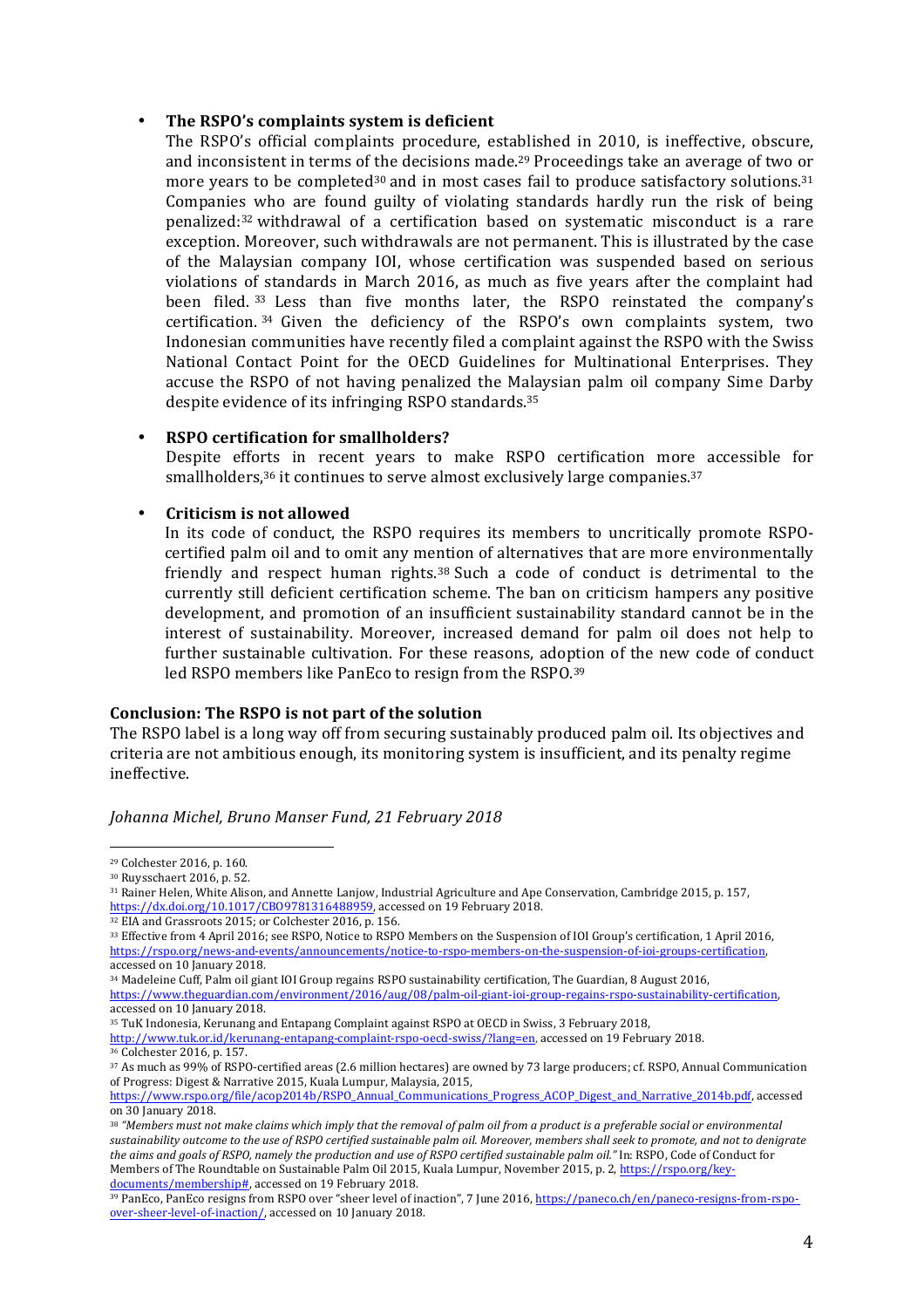- **The RSPO's complaints system is deficient**
  The RSPO's official complaints procedure, established in 2010, is ineffective, obscure, and inconsistent in terms of the decisions made.[29] Proceedings take an average of two or more years to be completed[30] and in most cases fail to produce satisfactory solutions.[31] Companies who are found guilty of violating standards hardly run the risk of being penalized:[32] withdrawal of a certification based on systematic misconduct is a rare exception. Moreover, such withdrawals are not permanent. This is illustrated by the case of the Malaysian company IOI, whose certification was suspended based on serious violations of standards in March 2016, as much as five years after the complaint had been filed.[33] Less than five months later, the RSPO reinstated the company's certification.[34] Given the deficiency of the RSPO's own complaints system, two Indonesian communities have recently filed a complaint against the RSPO with the Swiss National Contact Point for the OECD Guidelines for Multinational Enterprises. They accuse the RSPO of not having penalized the Malaysian palm oil company Sime Darby despite evidence of its infringing RSPO standards.[35]

- **RSPO certification for smallholders?**
  Despite efforts in recent years to make RSPO certification more accessible for smallholders,[36] it continues to serve almost exclusively large companies.[37]

- **Criticism is not allowed**
  In its code of conduct, the RSPO requires its members to uncritically promote RSPO-certified palm oil and to omit any mention of alternatives that are more environmentally friendly and respect human rights.[38] Such a code of conduct is detrimental to the currently still deficient certification scheme. The ban on criticism hampers any positive development, and promotion of an insufficient sustainability standard cannot be in the interest of sustainability. Moreover, increased demand for palm oil does not help to further sustainable cultivation. For these reasons, adoption of the new code of conduct led RSPO members like PanEco to resign from the RSPO.[39]

**Conclusion: The RSPO is not part of the solution**

The RSPO label is a long way off from securing sustainably produced palm oil. Its objectives and criteria are not ambitious enough, its monitoring system is insufficient, and its penalty regime ineffective.

*Johanna Michel, Bruno Manser Fund, 21 February 2018*

---

[29] Colchester 2016, p. 160.

[30] Ruysschaert 2016, p. 52.

[31] Rainer Helen, White Alison, and Annette Lanjow, Industrial Agriculture and Ape Conservation, Cambridge 2015, p. 157, https://dx.doi.org/10.1017/CBO9781316488959, accessed on 19 February 2018.

[32] EIA and Grassroots 2015; or Colchester 2016, p. 156.

[33] Effective from 4 April 2016; see RSPO, Notice to RSPO Members on the Suspension of IOI Group's certification, 1 April 2016, https://rspo.org/news-and-events/announcements/notice-to-rspo-members-on-the-suspension-of-ioi-groups-certification, accessed on 10 January 2018.

[34] Madeleine Cuff, Palm oil giant IOI Group regains RSPO sustainability certification, The Guardian, 8 August 2016, https://www.theguardian.com/environment/2016/aug/08/palm-oil-giant-ioi-group-regains-rspo-sustainability-certification, accessed on 10 January 2018.

[35] TuK Indonesia, Kerunang and Entapang Complaint against RSPO at OECD in Swiss, 3 February 2018, http://www.tuk.or.id/kerunang-entapang-complaint-rspo-oecd-swiss/?lang=en, accessed on 19 February 2018.

[36] Colchester 2016, p. 157.

[37] As much as 99% of RSPO-certified areas (2.6 million hectares) are owned by 73 large producers; cf. RSPO, Annual Communication of Progress: Digest & Narrative 2015, Kuala Lumpur, Malaysia, 2015, https://www.rspo.org/file/acop2014b/RSPO_Annual_Communications_Progress_ACOP_Digest_and_Narrative_2014b.pdf, accessed on 30 January 2018.

[38] *"Members must not make claims which imply that the removal of palm oil from a product is a preferable social or environmental sustainability outcome to the use of RSPO certified sustainable palm oil. Moreover, members shall seek to promote, and not to denigrate the aims and goals of RSPO, namely the production and use of RSPO certified sustainable palm oil."* In: RSPO, Code of Conduct for Members of The Roundtable on Sustainable Palm Oil 2015, Kuala Lumpur, November 2015, p. 2, https://rspo.org/key-documents/membership#, accessed on 19 February 2018.

[39] PanEco, PanEco resigns from RSPO over "sheer level of inaction", 7 June 2016, https://paneco.ch/en/paneco-resigns-from-rspo-over-sheer-level-of-inaction/, accessed on 10 January 2018.